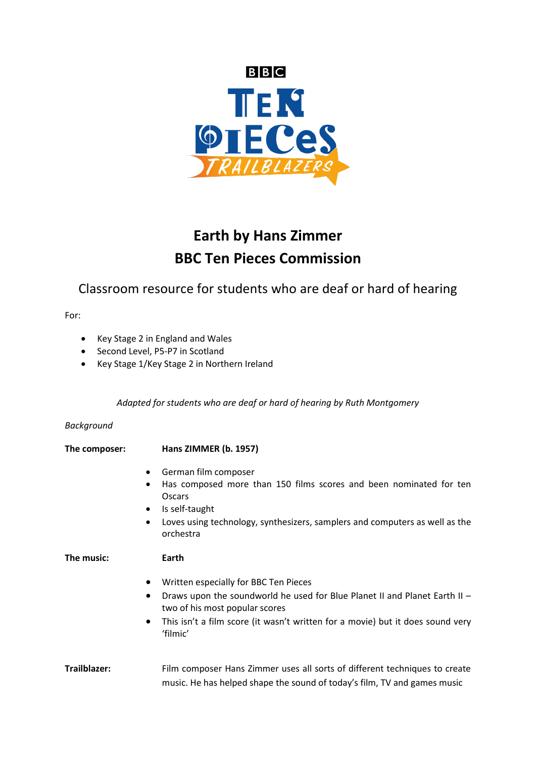BBC

TEN PIECES TRAILBLAZERS

# Earth by Hans Zimmer
# BBC Ten Pieces Commission

## Classroom resource for students who are deaf or hard of hearing

For:

- Key Stage 2 in England and Wales
- Second Level, P5-P7 in Scotland
- Key Stage 1/Key Stage 2 in Northern Ireland

*Adapted for students who are deaf or hard of hearing by Ruth Montgomery*

*Background*

**The composer:** **Hans ZIMMER (b. 1957)**

- German film composer
- Has composed more than 150 films scores and been nominated for ten Oscars
- Is self-taught
- Loves using technology, synthesizers, samplers and computers as well as the orchestra

**The music:** **Earth**

- Written especially for BBC Ten Pieces
- Draws upon the soundworld he used for Blue Planet II and Planet Earth II – two of his most popular scores
- This isn't a film score (it wasn't written for a movie) but it does sound very 'filmic'

**Trailblazer:** Film composer Hans Zimmer uses all sorts of different techniques to create music. He has helped shape the sound of today's film, TV and games music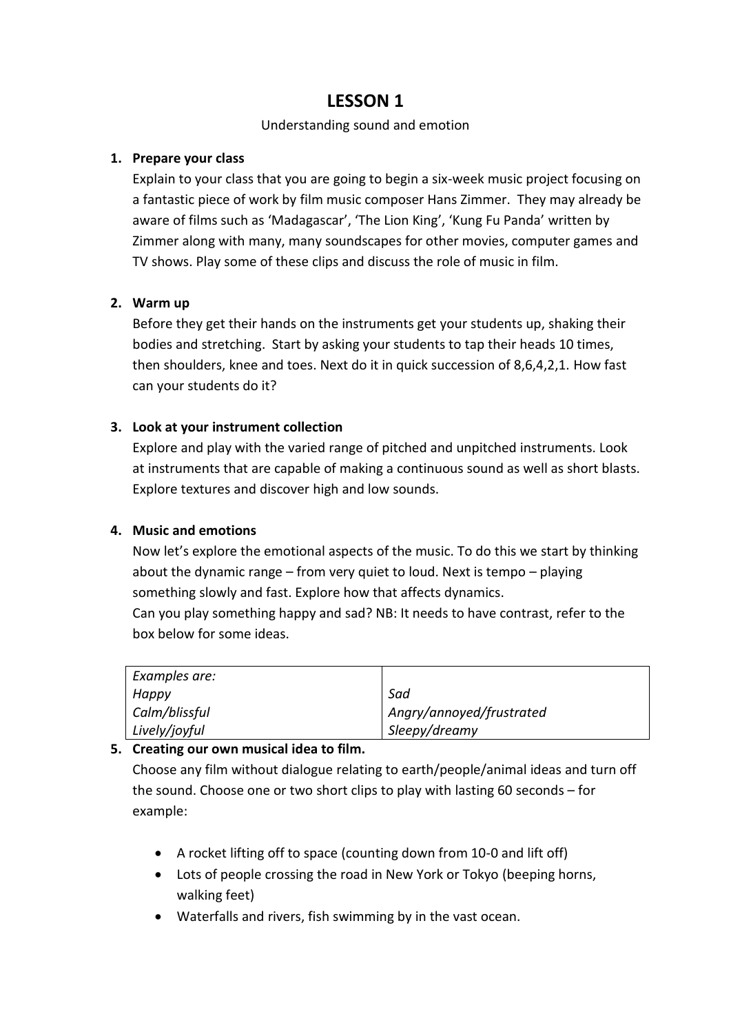# LESSON 1

Understanding sound and emotion

1. **Prepare your class**

   Explain to your class that you are going to begin a six-week music project focusing on a fantastic piece of work by film music composer Hans Zimmer. They may already be aware of films such as 'Madagascar', 'The Lion King', 'Kung Fu Panda' written by Zimmer along with many, many soundscapes for other movies, computer games and TV shows. Play some of these clips and discuss the role of music in film.

2. **Warm up**

   Before they get their hands on the instruments get your students up, shaking their bodies and stretching. Start by asking your students to tap their heads 10 times, then shoulders, knee and toes. Next do it in quick succession of 8,6,4,2,1. How fast can your students do it?

3. **Look at your instrument collection**

   Explore and play with the varied range of pitched and unpitched instruments. Look at instruments that are capable of making a continuous sound as well as short blasts. Explore textures and discover high and low sounds.

4. **Music and emotions**

   Now let's explore the emotional aspects of the music. To do this we start by thinking about the dynamic range – from very quiet to loud. Next is tempo – playing something slowly and fast. Explore how that affects dynamics.

   Can you play something happy and sad? NB: It needs to have contrast, refer to the box below for some ideas.

| *Examples are:* | |
|---|---|
| *Happy* | *Sad* |
| *Calm/blissful* | *Angry/annoyed/frustrated* |
| *Lively/joyful* | *Sleepy/dreamy* |

5. **Creating our own musical idea to film.**

   Choose any film without dialogue relating to earth/people/animal ideas and turn off the sound. Choose one or two short clips to play with lasting 60 seconds – for example:

   - A rocket lifting off to space (counting down from 10-0 and lift off)
   - Lots of people crossing the road in New York or Tokyo (beeping horns, walking feet)
   - Waterfalls and rivers, fish swimming by in the vast ocean.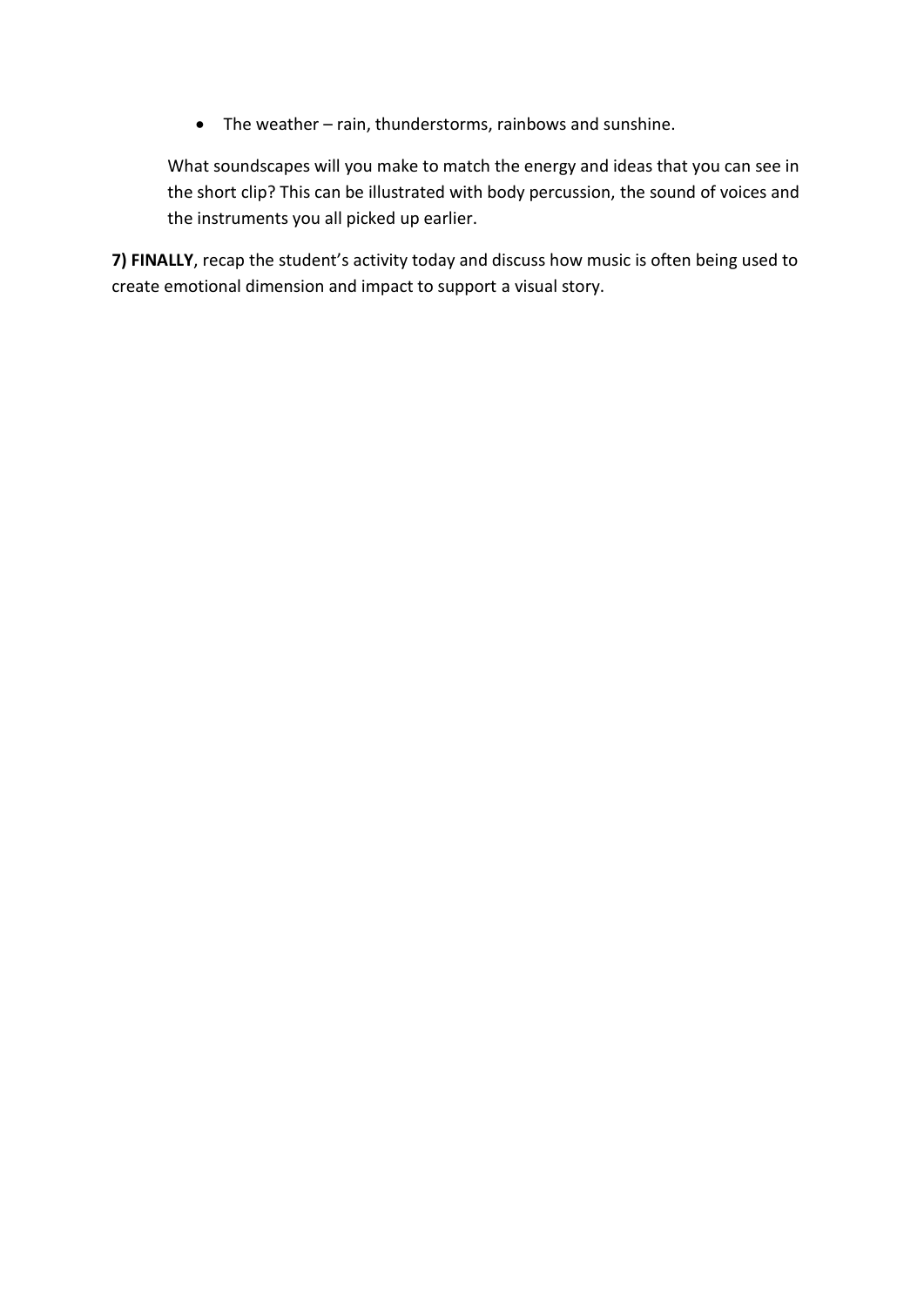- The weather – rain, thunderstorms, rainbows and sunshine.

What soundscapes will you make to match the energy and ideas that you can see in the short clip? This can be illustrated with body percussion, the sound of voices and the instruments you all picked up earlier.

**7) FINALLY**, recap the student's activity today and discuss how music is often being used to create emotional dimension and impact to support a visual story.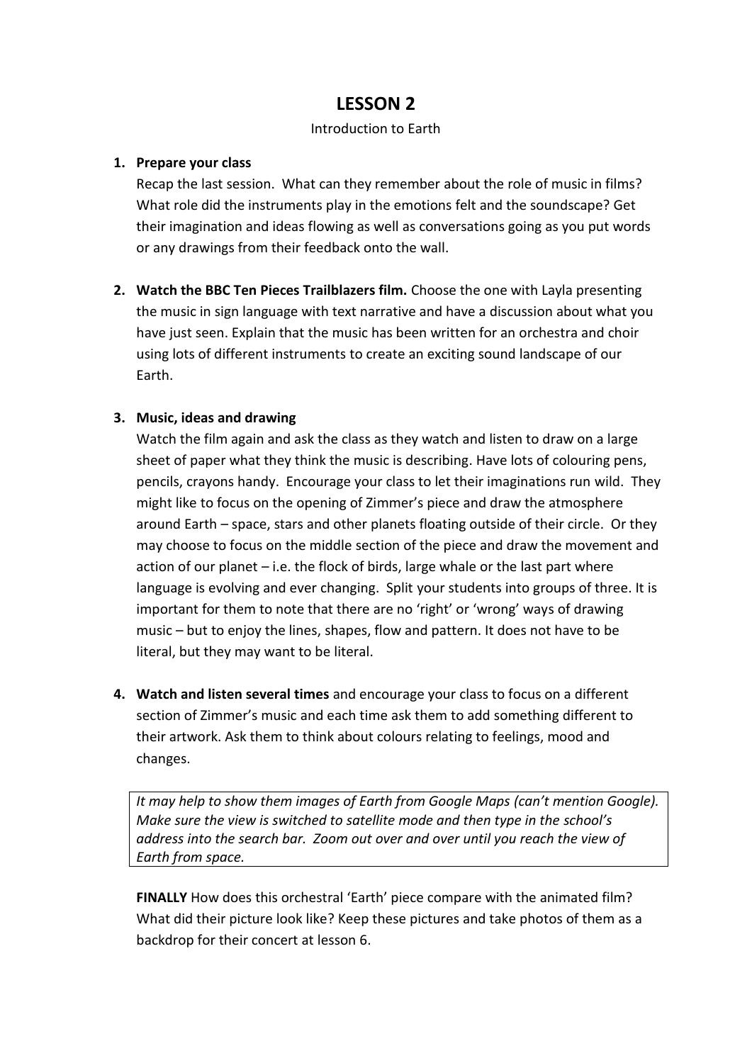# LESSON 2

Introduction to Earth

1. **Prepare your class**
   Recap the last session. What can they remember about the role of music in films? What role did the instruments play in the emotions felt and the soundscape? Get their imagination and ideas flowing as well as conversations going as you put words or any drawings from their feedback onto the wall.

2. **Watch the BBC Ten Pieces Trailblazers film.** Choose the one with Layla presenting the music in sign language with text narrative and have a discussion about what you have just seen. Explain that the music has been written for an orchestra and choir using lots of different instruments to create an exciting sound landscape of our Earth.

3. **Music, ideas and drawing**
   Watch the film again and ask the class as they watch and listen to draw on a large sheet of paper what they think the music is describing. Have lots of colouring pens, pencils, crayons handy. Encourage your class to let their imaginations run wild. They might like to focus on the opening of Zimmer's piece and draw the atmosphere around Earth – space, stars and other planets floating outside of their circle. Or they may choose to focus on the middle section of the piece and draw the movement and action of our planet – i.e. the flock of birds, large whale or the last part where language is evolving and ever changing. Split your students into groups of three. It is important for them to note that there are no 'right' or 'wrong' ways of drawing music – but to enjoy the lines, shapes, flow and pattern. It does not have to be literal, but they may want to be literal.

4. **Watch and listen several times** and encourage your class to focus on a different section of Zimmer's music and each time ask them to add something different to their artwork. Ask them to think about colours relating to feelings, mood and changes.

   *It may help to show them images of Earth from Google Maps (can't mention Google). Make sure the view is switched to satellite mode and then type in the school's address into the search bar. Zoom out over and over until you reach the view of Earth from space.*

   **FINALLY** How does this orchestral 'Earth' piece compare with the animated film? What did their picture look like? Keep these pictures and take photos of them as a backdrop for their concert at lesson 6.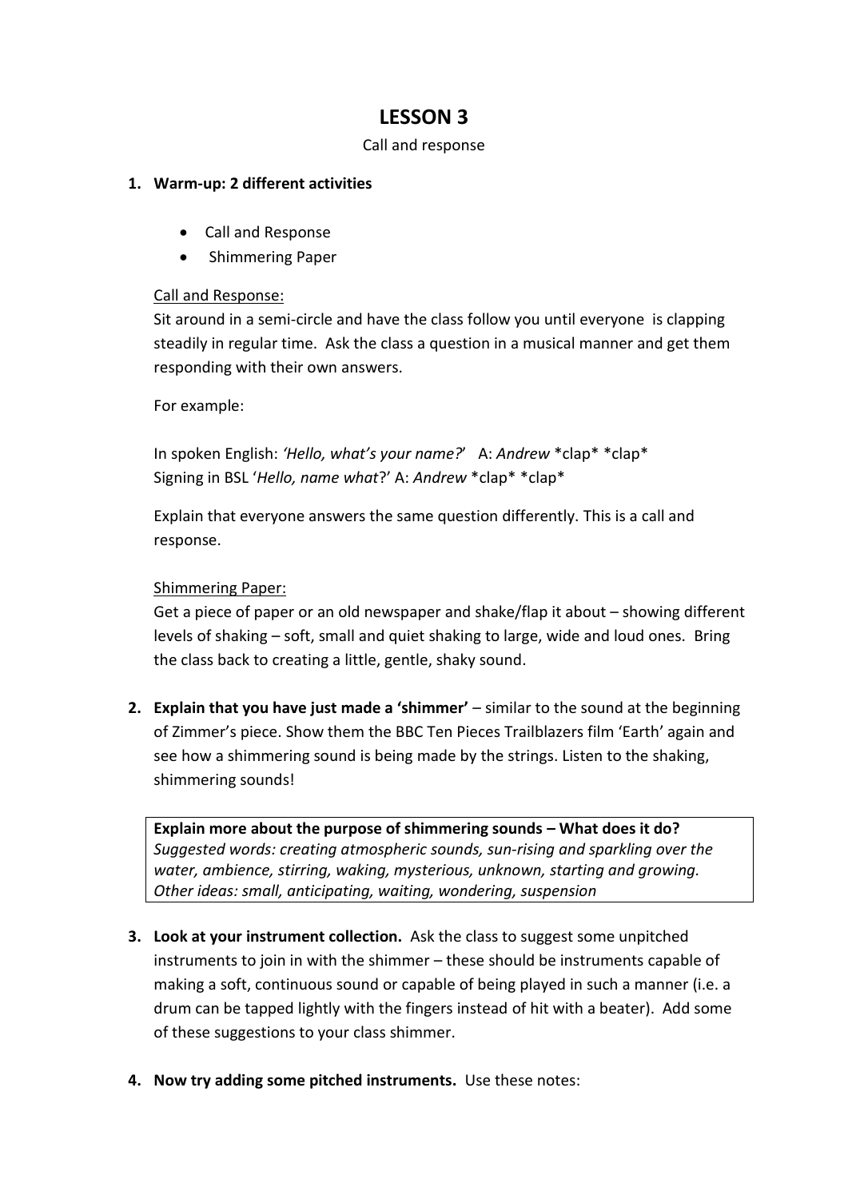# LESSON 3

Call and response

1. **Warm-up: 2 different activities**

   - Call and Response
   - Shimmering Paper

   Call and Response:

   Sit around in a semi-circle and have the class follow you until everyone is clapping steadily in regular time. Ask the class a question in a musical manner and get them responding with their own answers.

   For example:

   In spoken English: *'Hello, what's your name?*' A: *Andrew* *clap* *clap*
   Signing in BSL '*Hello, name what*?' A: *Andrew* *clap* *clap*

   Explain that everyone answers the same question differently. This is a call and response.

   Shimmering Paper:

   Get a piece of paper or an old newspaper and shake/flap it about – showing different levels of shaking – soft, small and quiet shaking to large, wide and loud ones. Bring the class back to creating a little, gentle, shaky sound.

2. **Explain that you have just made a 'shimmer'** – similar to the sound at the beginning of Zimmer's piece. Show them the BBC Ten Pieces Trailblazers film 'Earth' again and see how a shimmering sound is being made by the strings. Listen to the shaking, shimmering sounds!

   > **Explain more about the purpose of shimmering sounds – What does it do?**
   > *Suggested words: creating atmospheric sounds, sun-rising and sparkling over the water, ambience, stirring, waking, mysterious, unknown, starting and growing. Other ideas: small, anticipating, waiting, wondering, suspension*

3. **Look at your instrument collection.** Ask the class to suggest some unpitched instruments to join in with the shimmer – these should be instruments capable of making a soft, continuous sound or capable of being played in such a manner (i.e. a drum can be tapped lightly with the fingers instead of hit with a beater). Add some of these suggestions to your class shimmer.

4. **Now try adding some pitched instruments.** Use these notes: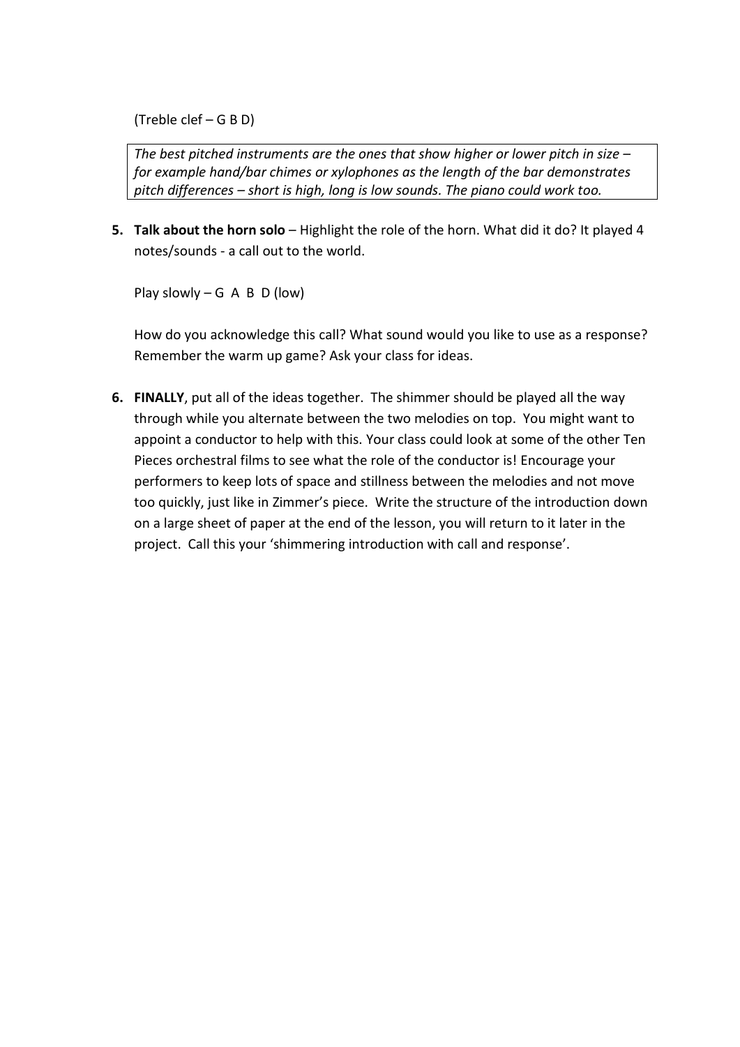(Treble clef – G B D)

> *The best pitched instruments are the ones that show higher or lower pitch in size – for example hand/bar chimes or xylophones as the length of the bar demonstrates pitch differences – short is high, long is low sounds. The piano could work too.*

5. **Talk about the horn solo** – Highlight the role of the horn. What did it do? It played 4 notes/sounds - a call out to the world.

   Play slowly – G A B D (low)

   How do you acknowledge this call? What sound would you like to use as a response? Remember the warm up game? Ask your class for ideas.

6. **FINALLY**, put all of the ideas together. The shimmer should be played all the way through while you alternate between the two melodies on top. You might want to appoint a conductor to help with this. Your class could look at some of the other Ten Pieces orchestral films to see what the role of the conductor is! Encourage your performers to keep lots of space and stillness between the melodies and not move too quickly, just like in Zimmer's piece. Write the structure of the introduction down on a large sheet of paper at the end of the lesson, you will return to it later in the project. Call this your 'shimmering introduction with call and response'.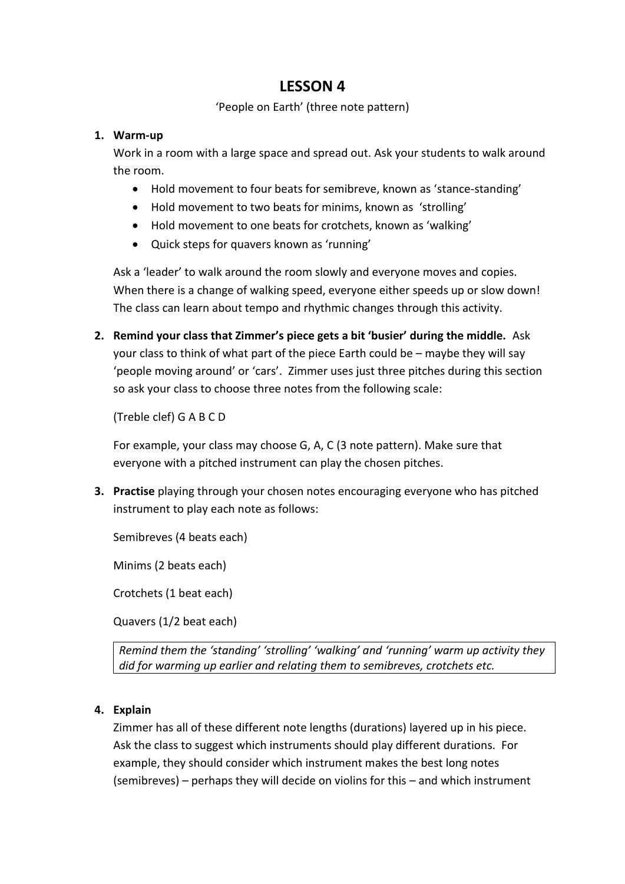# LESSON 4

'People on Earth' (three note pattern)

1. **Warm-up**

   Work in a room with a large space and spread out. Ask your students to walk around the room.

   - Hold movement to four beats for semibreve, known as 'stance-standing'
   - Hold movement to two beats for minims, known as 'strolling'
   - Hold movement to one beats for crotchets, known as 'walking'
   - Quick steps for quavers known as 'running'

   Ask a 'leader' to walk around the room slowly and everyone moves and copies. When there is a change of walking speed, everyone either speeds up or slow down! The class can learn about tempo and rhythmic changes through this activity.

2. **Remind your class that Zimmer's piece gets a bit 'busier' during the middle.** Ask your class to think of what part of the piece Earth could be – maybe they will say 'people moving around' or 'cars'. Zimmer uses just three pitches during this section so ask your class to choose three notes from the following scale:

   (Treble clef) G A B C D

   For example, your class may choose G, A, C (3 note pattern). Make sure that everyone with a pitched instrument can play the chosen pitches.

3. **Practise** playing through your chosen notes encouraging everyone who has pitched instrument to play each note as follows:

   Semibreves (4 beats each)

   Minims (2 beats each)

   Crotchets (1 beat each)

   Quavers (1/2 beat each)

   *Remind them the 'standing' 'strolling' 'walking' and 'running' warm up activity they did for warming up earlier and relating them to semibreves, crotchets etc.*

4. **Explain**

   Zimmer has all of these different note lengths (durations) layered up in his piece. Ask the class to suggest which instruments should play different durations. For example, they should consider which instrument makes the best long notes (semibreves) – perhaps they will decide on violins for this – and which instrument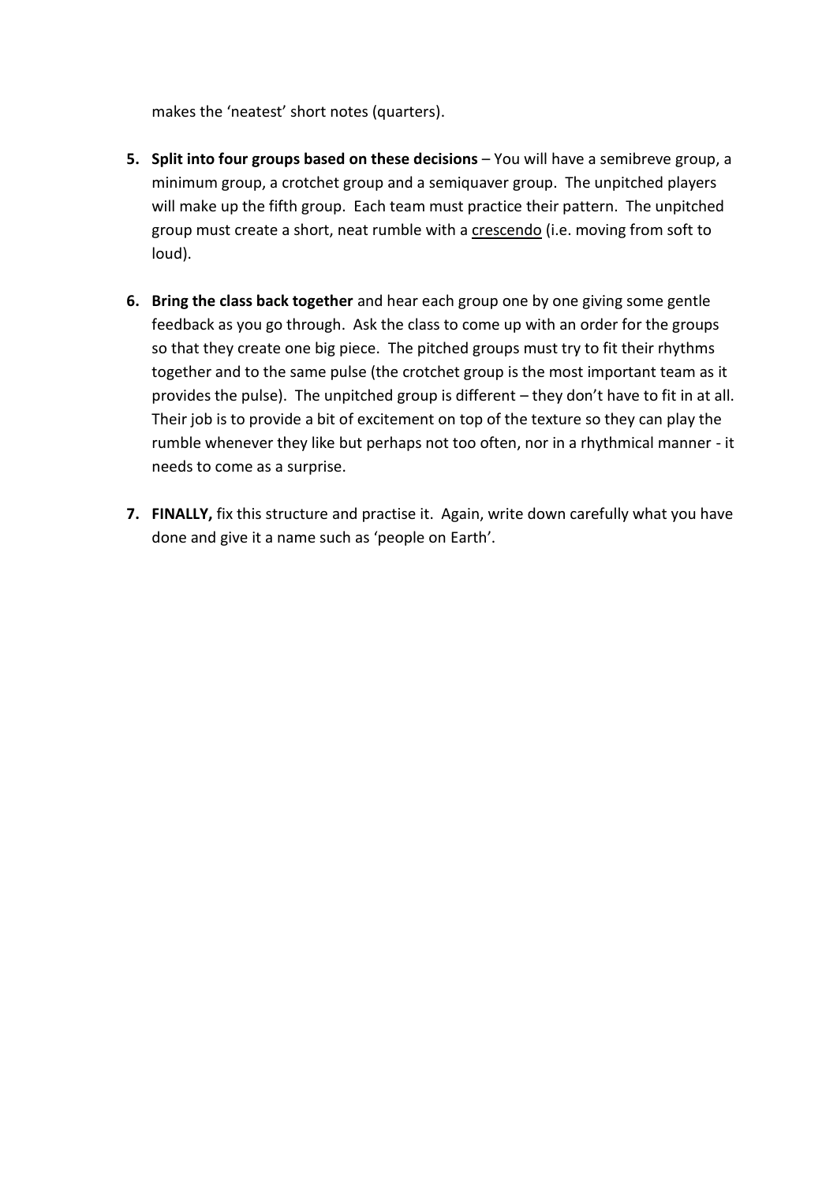makes the 'neatest' short notes (quarters).

5. **Split into four groups based on these decisions** – You will have a semibreve group, a minimum group, a crotchet group and a semiquaver group. The unpitched players will make up the fifth group. Each team must practice their pattern. The unpitched group must create a short, neat rumble with a <u>crescendo</u> (i.e. moving from soft to loud).

6. **Bring the class back together** and hear each group one by one giving some gentle feedback as you go through. Ask the class to come up with an order for the groups so that they create one big piece. The pitched groups must try to fit their rhythms together and to the same pulse (the crotchet group is the most important team as it provides the pulse). The unpitched group is different – they don't have to fit in at all. Their job is to provide a bit of excitement on top of the texture so they can play the rumble whenever they like but perhaps not too often, nor in a rhythmical manner - it needs to come as a surprise.

7. **FINALLY,** fix this structure and practise it. Again, write down carefully what you have done and give it a name such as 'people on Earth'.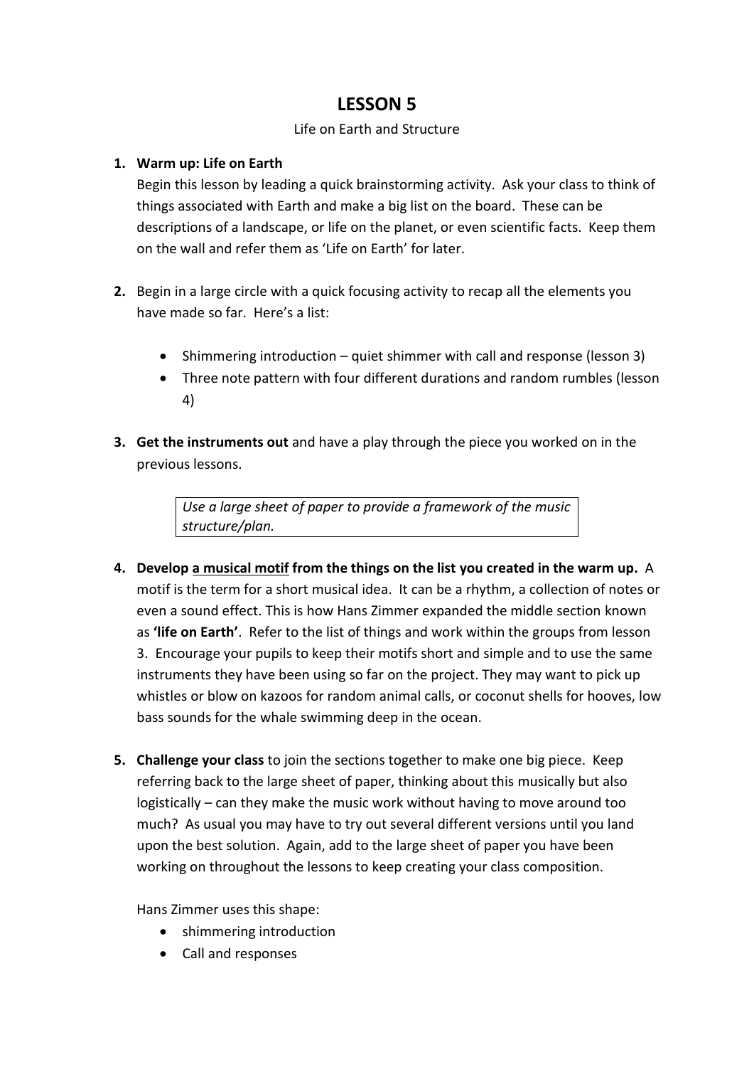# LESSON 5

Life on Earth and Structure

1. **Warm up: Life on Earth**
   Begin this lesson by leading a quick brainstorming activity. Ask your class to think of things associated with Earth and make a big list on the board. These can be descriptions of a landscape, or life on the planet, or even scientific facts. Keep them on the wall and refer them as 'Life on Earth' for later.

2. Begin in a large circle with a quick focusing activity to recap all the elements you have made so far. Here's a list:

   - Shimmering introduction – quiet shimmer with call and response (lesson 3)
   - Three note pattern with four different durations and random rumbles (lesson 4)

3. **Get the instruments out** and have a play through the piece you worked on in the previous lessons.

   *Use a large sheet of paper to provide a framework of the music structure/plan.*

4. **Develop a musical motif from the things on the list you created in the warm up.** A motif is the term for a short musical idea. It can be a rhythm, a collection of notes or even a sound effect. This is how Hans Zimmer expanded the middle section known as **'life on Earth'**. Refer to the list of things and work within the groups from lesson 3. Encourage your pupils to keep their motifs short and simple and to use the same instruments they have been using so far on the project. They may want to pick up whistles or blow on kazoos for random animal calls, or coconut shells for hooves, low bass sounds for the whale swimming deep in the ocean.

5. **Challenge your class** to join the sections together to make one big piece. Keep referring back to the large sheet of paper, thinking about this musically but also logistically – can they make the music work without having to move around too much? As usual you may have to try out several different versions until you land upon the best solution. Again, add to the large sheet of paper you have been working on throughout the lessons to keep creating your class composition.

   Hans Zimmer uses this shape:

   - shimmering introduction
   - Call and responses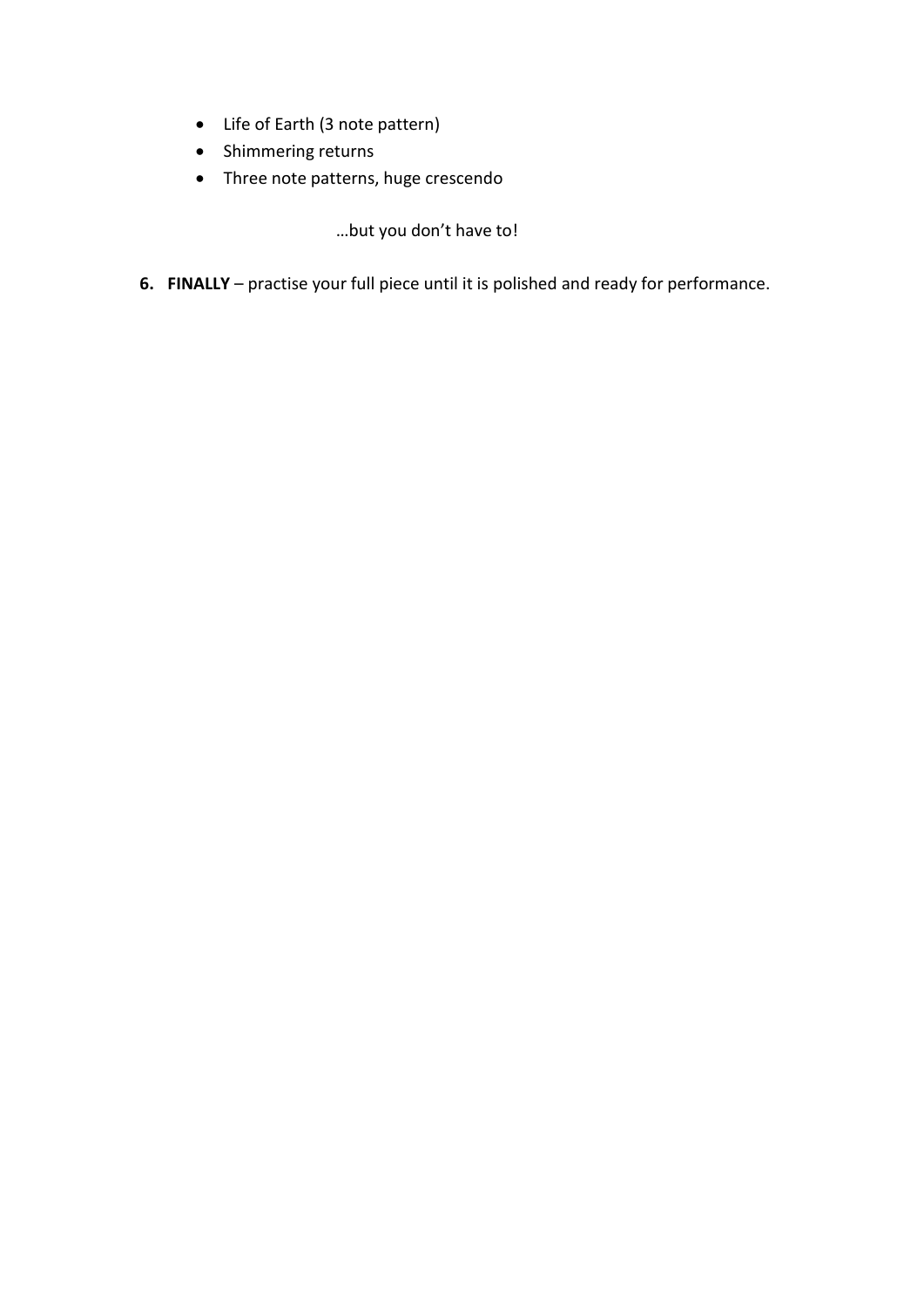- Life of Earth (3 note pattern)
- Shimmering returns
- Three note patterns, huge crescendo

…but you don't have to!

6. **FINALLY** – practise your full piece until it is polished and ready for performance.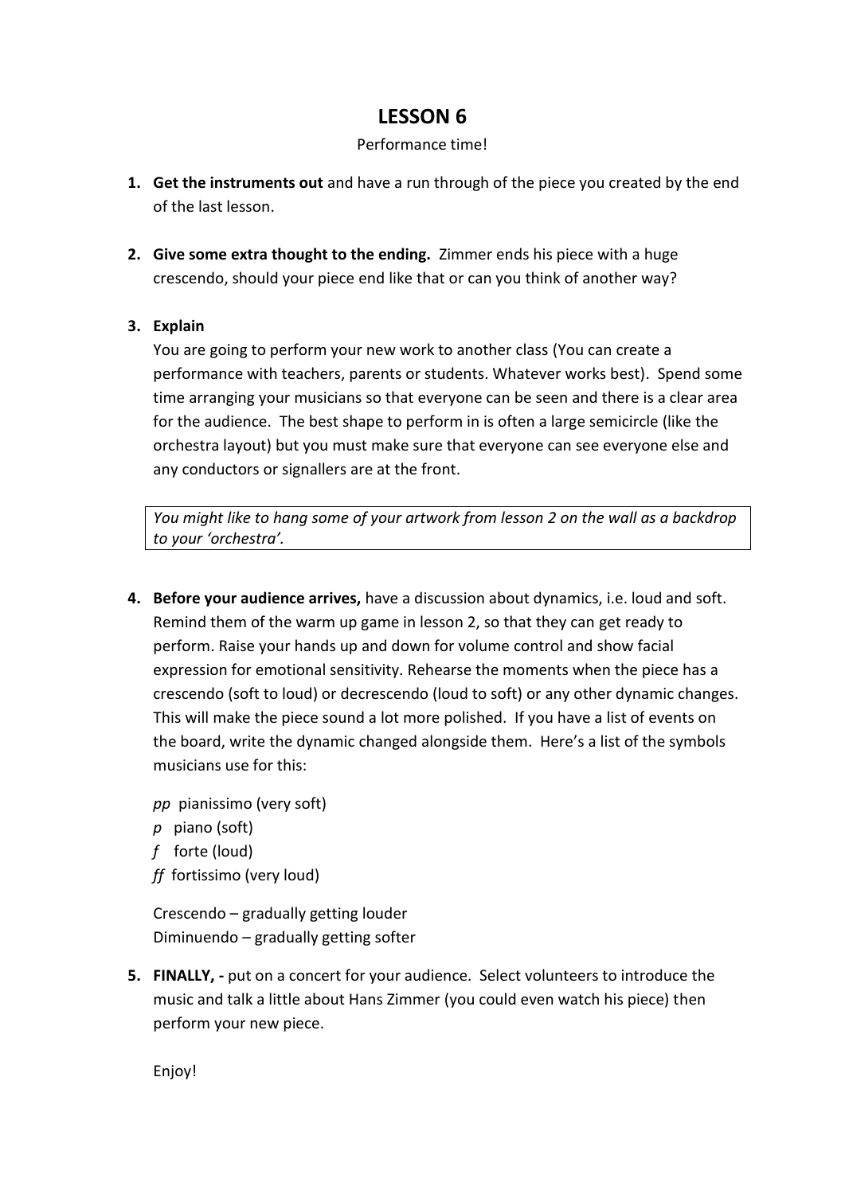# LESSON 6

Performance time!

1. **Get the instruments out** and have a run through of the piece you created by the end of the last lesson.

2. **Give some extra thought to the ending.** Zimmer ends his piece with a huge crescendo, should your piece end like that or can you think of another way?

3. **Explain**

   You are going to perform your new work to another class (You can create a performance with teachers, parents or students. Whatever works best). Spend some time arranging your musicians so that everyone can be seen and there is a clear area for the audience. The best shape to perform in is often a large semicircle (like the orchestra layout) but you must make sure that everyone can see everyone else and any conductors or signallers are at the front.

   *You might like to hang some of your artwork from lesson 2 on the wall as a backdrop to your 'orchestra'.*

4. **Before your audience arrives,** have a discussion about dynamics, i.e. loud and soft. Remind them of the warm up game in lesson 2, so that they can get ready to perform. Raise your hands up and down for volume control and show facial expression for emotional sensitivity. Rehearse the moments when the piece has a crescendo (soft to loud) or decrescendo (loud to soft) or any other dynamic changes. This will make the piece sound a lot more polished. If you have a list of events on the board, write the dynamic changed alongside them. Here's a list of the symbols musicians use for this:

   *pp* pianissimo (very soft)
   *p* piano (soft)
   *f* forte (loud)
   *ff* fortissimo (very loud)

   Crescendo – gradually getting louder
   Diminuendo – gradually getting softer

5. **FINALLY, -** put on a concert for your audience. Select volunteers to introduce the music and talk a little about Hans Zimmer (you could even watch his piece) then perform your new piece.

   Enjoy!